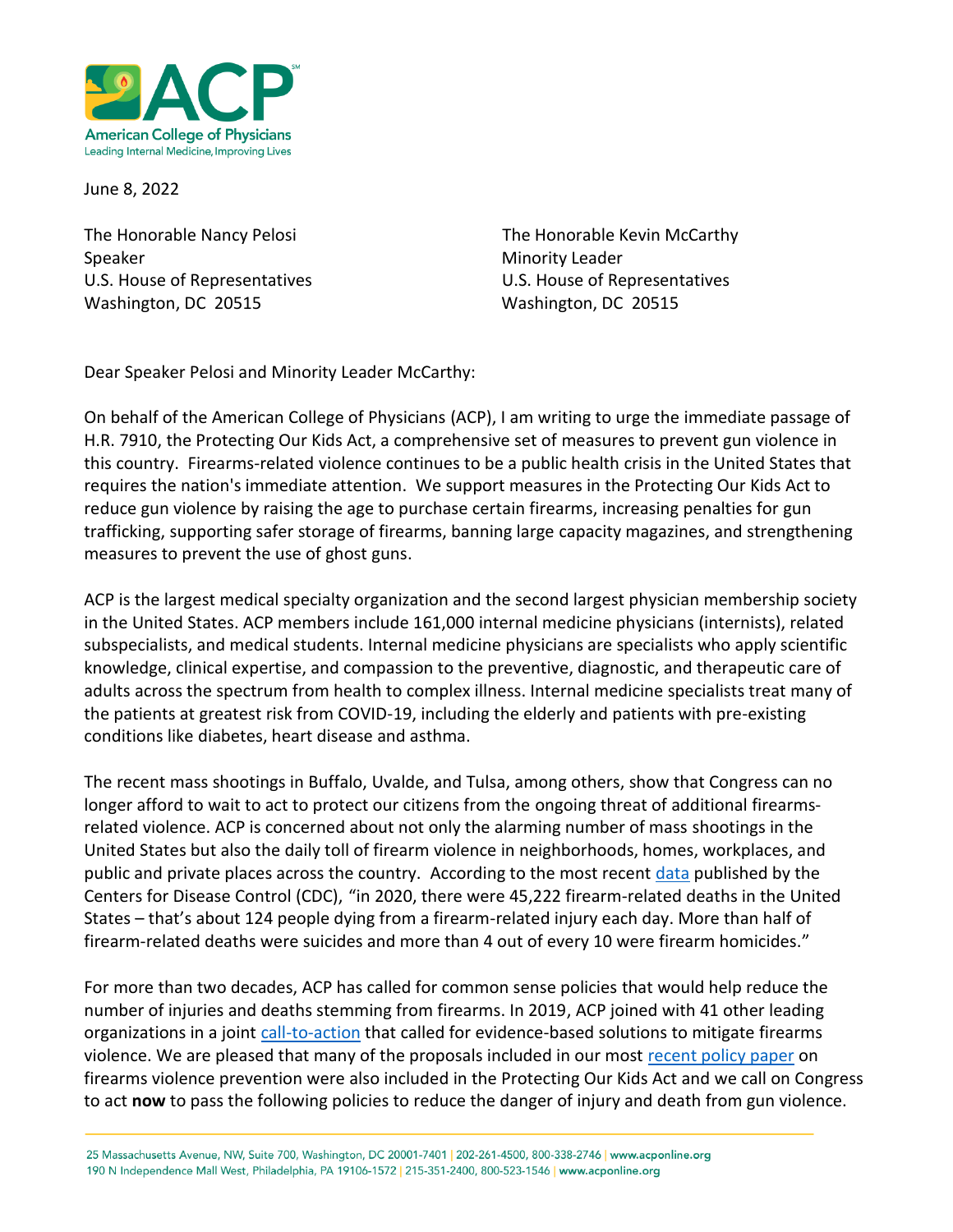American College of Physicians
Leading Internal Medicine, Improving Lives

June 8, 2022

The Honorable Nancy Pelosi
Speaker
U.S. House of Representatives
Washington, DC 20515

The Honorable Kevin McCarthy
Minority Leader
U.S. House of Representatives
Washington, DC 20515

Dear Speaker Pelosi and Minority Leader McCarthy:

On behalf of the American College of Physicians (ACP), I am writing to urge the immediate passage of H.R. 7910, the Protecting Our Kids Act, a comprehensive set of measures to prevent gun violence in this country. Firearms-related violence continues to be a public health crisis in the United States that requires the nation's immediate attention. We support measures in the Protecting Our Kids Act to reduce gun violence by raising the age to purchase certain firearms, increasing penalties for gun trafficking, supporting safer storage of firearms, banning large capacity magazines, and strengthening measures to prevent the use of ghost guns.

ACP is the largest medical specialty organization and the second largest physician membership society in the United States. ACP members include 161,000 internal medicine physicians (internists), related subspecialists, and medical students. Internal medicine physicians are specialists who apply scientific knowledge, clinical expertise, and compassion to the preventive, diagnostic, and therapeutic care of adults across the spectrum from health to complex illness. Internal medicine specialists treat many of the patients at greatest risk from COVID-19, including the elderly and patients with pre-existing conditions like diabetes, heart disease and asthma.

The recent mass shootings in Buffalo, Uvalde, and Tulsa, among others, show that Congress can no longer afford to wait to act to protect our citizens from the ongoing threat of additional firearms-related violence. ACP is concerned about not only the alarming number of mass shootings in the United States but also the daily toll of firearm violence in neighborhoods, homes, workplaces, and public and private places across the country. According to the most recent data published by the Centers for Disease Control (CDC), "in 2020, there were 45,222 firearm-related deaths in the United States – that's about 124 people dying from a firearm-related injury each day. More than half of firearm-related deaths were suicides and more than 4 out of every 10 were firearm homicides."

For more than two decades, ACP has called for common sense policies that would help reduce the number of injuries and deaths stemming from firearms. In 2019, ACP joined with 41 other leading organizations in a joint call-to-action that called for evidence-based solutions to mitigate firearms violence. We are pleased that many of the proposals included in our most recent policy paper on firearms violence prevention were also included in the Protecting Our Kids Act and we call on Congress to act **now** to pass the following policies to reduce the danger of injury and death from gun violence.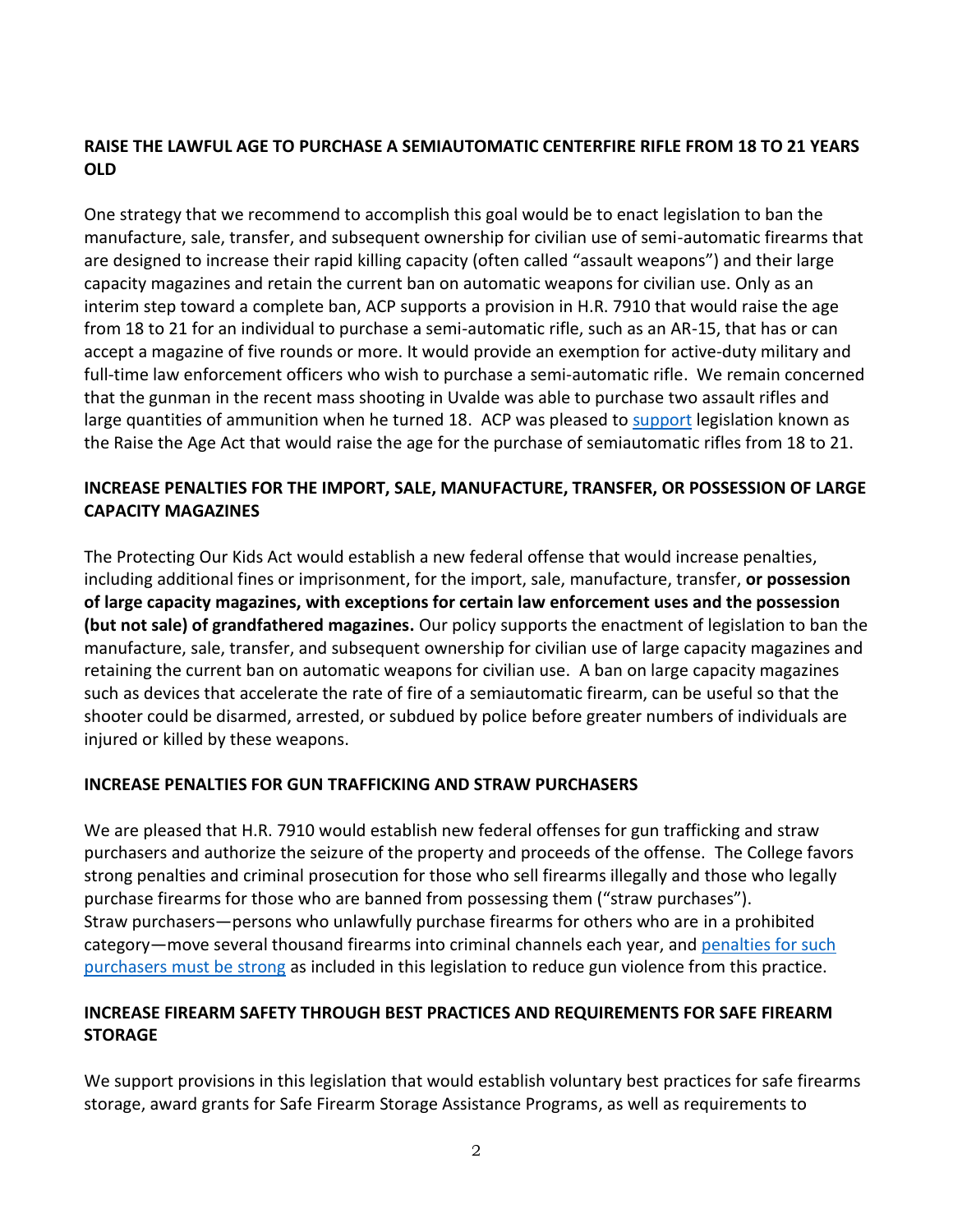**RAISE THE LAWFUL AGE TO PURCHASE A SEMIAUTOMATIC CENTERFIRE RIFLE FROM 18 TO 21 YEARS OLD**

One strategy that we recommend to accomplish this goal would be to enact legislation to ban the manufacture, sale, transfer, and subsequent ownership for civilian use of semi-automatic firearms that are designed to increase their rapid killing capacity (often called "assault weapons") and their large capacity magazines and retain the current ban on automatic weapons for civilian use. Only as an interim step toward a complete ban, ACP supports a provision in H.R. 7910 that would raise the age from 18 to 21 for an individual to purchase a semi-automatic rifle, such as an AR-15, that has or can accept a magazine of five rounds or more. It would provide an exemption for active-duty military and full-time law enforcement officers who wish to purchase a semi-automatic rifle. We remain concerned that the gunman in the recent mass shooting in Uvalde was able to purchase two assault rifles and large quantities of ammunition when he turned 18. ACP was pleased to support legislation known as the Raise the Age Act that would raise the age for the purchase of semiautomatic rifles from 18 to 21.

**INCREASE PENALTIES FOR THE IMPORT, SALE, MANUFACTURE, TRANSFER, OR POSSESSION OF LARGE CAPACITY MAGAZINES**

The Protecting Our Kids Act would establish a new federal offense that would increase penalties, including additional fines or imprisonment, for the import, sale, manufacture, transfer, **or possession of large capacity magazines, with exceptions for certain law enforcement uses and the possession (but not sale) of grandfathered magazines.** Our policy supports the enactment of legislation to ban the manufacture, sale, transfer, and subsequent ownership for civilian use of large capacity magazines and retaining the current ban on automatic weapons for civilian use. A ban on large capacity magazines such as devices that accelerate the rate of fire of a semiautomatic firearm, can be useful so that the shooter could be disarmed, arrested, or subdued by police before greater numbers of individuals are injured or killed by these weapons.

**INCREASE PENALTIES FOR GUN TRAFFICKING AND STRAW PURCHASERS**

We are pleased that H.R. 7910 would establish new federal offenses for gun trafficking and straw purchasers and authorize the seizure of the property and proceeds of the offense. The College favors strong penalties and criminal prosecution for those who sell firearms illegally and those who legally purchase firearms for those who are banned from possessing them ("straw purchases"). Straw purchasers—persons who unlawfully purchase firearms for others who are in a prohibited category—move several thousand firearms into criminal channels each year, and penalties for such purchasers must be strong as included in this legislation to reduce gun violence from this practice.

**INCREASE FIREARM SAFETY THROUGH BEST PRACTICES AND REQUIREMENTS FOR SAFE FIREARM STORAGE**

We support provisions in this legislation that would establish voluntary best practices for safe firearms storage, award grants for Safe Firearm Storage Assistance Programs, as well as requirements to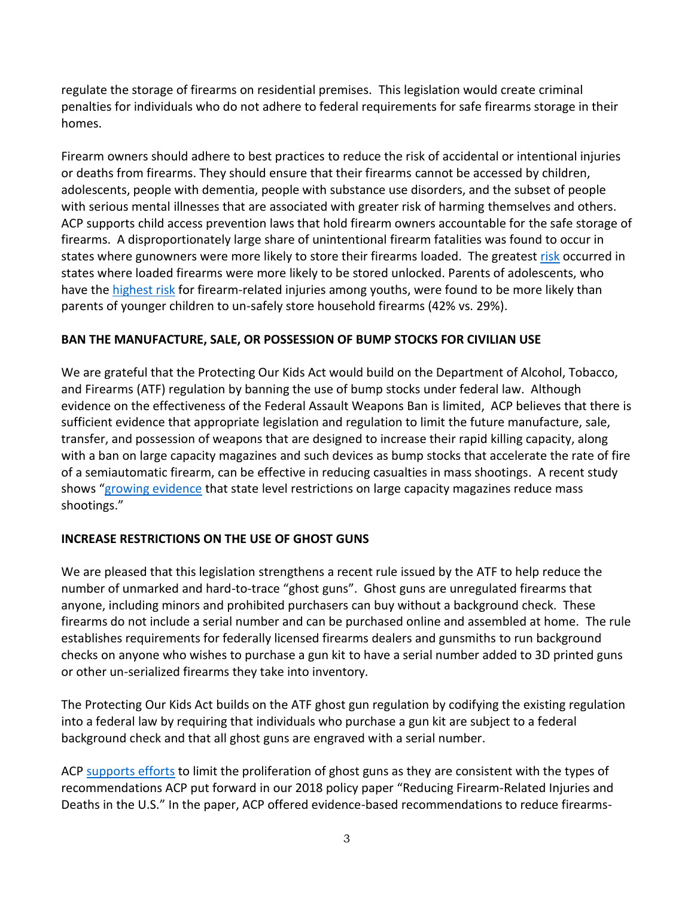regulate the storage of firearms on residential premises. This legislation would create criminal penalties for individuals who do not adhere to federal requirements for safe firearms storage in their homes.

Firearm owners should adhere to best practices to reduce the risk of accidental or intentional injuries or deaths from firearms. They should ensure that their firearms cannot be accessed by children, adolescents, people with dementia, people with substance use disorders, and the subset of people with serious mental illnesses that are associated with greater risk of harming themselves and others. ACP supports child access prevention laws that hold firearm owners accountable for the safe storage of firearms. A disproportionately large share of unintentional firearm fatalities was found to occur in states where gunowners were more likely to store their firearms loaded. The greatest risk occurred in states where loaded firearms were more likely to be stored unlocked. Parents of adolescents, who have the highest risk for firearm-related injuries among youths, were found to be more likely than parents of younger children to un-safely store household firearms (42% vs. 29%).

**BAN THE MANUFACTURE, SALE, OR POSSESSION OF BUMP STOCKS FOR CIVILIAN USE**

We are grateful that the Protecting Our Kids Act would build on the Department of Alcohol, Tobacco, and Firearms (ATF) regulation by banning the use of bump stocks under federal law. Although evidence on the effectiveness of the Federal Assault Weapons Ban is limited, ACP believes that there is sufficient evidence that appropriate legislation and regulation to limit the future manufacture, sale, transfer, and possession of weapons that are designed to increase their rapid killing capacity, along with a ban on large capacity magazines and such devices as bump stocks that accelerate the rate of fire of a semiautomatic firearm, can be effective in reducing casualties in mass shootings. A recent study shows "growing evidence that state level restrictions on large capacity magazines reduce mass shootings."

**INCREASE RESTRICTIONS ON THE USE OF GHOST GUNS**

We are pleased that this legislation strengthens a recent rule issued by the ATF to help reduce the number of unmarked and hard-to-trace "ghost guns". Ghost guns are unregulated firearms that anyone, including minors and prohibited purchasers can buy without a background check. These firearms do not include a serial number and can be purchased online and assembled at home. The rule establishes requirements for federally licensed firearms dealers and gunsmiths to run background checks on anyone who wishes to purchase a gun kit to have a serial number added to 3D printed guns or other un-serialized firearms they take into inventory.

The Protecting Our Kids Act builds on the ATF ghost gun regulation by codifying the existing regulation into a federal law by requiring that individuals who purchase a gun kit are subject to a federal background check and that all ghost guns are engraved with a serial number.

ACP supports efforts to limit the proliferation of ghost guns as they are consistent with the types of recommendations ACP put forward in our 2018 policy paper "Reducing Firearm-Related Injuries and Deaths in the U.S." In the paper, ACP offered evidence-based recommendations to reduce firearms-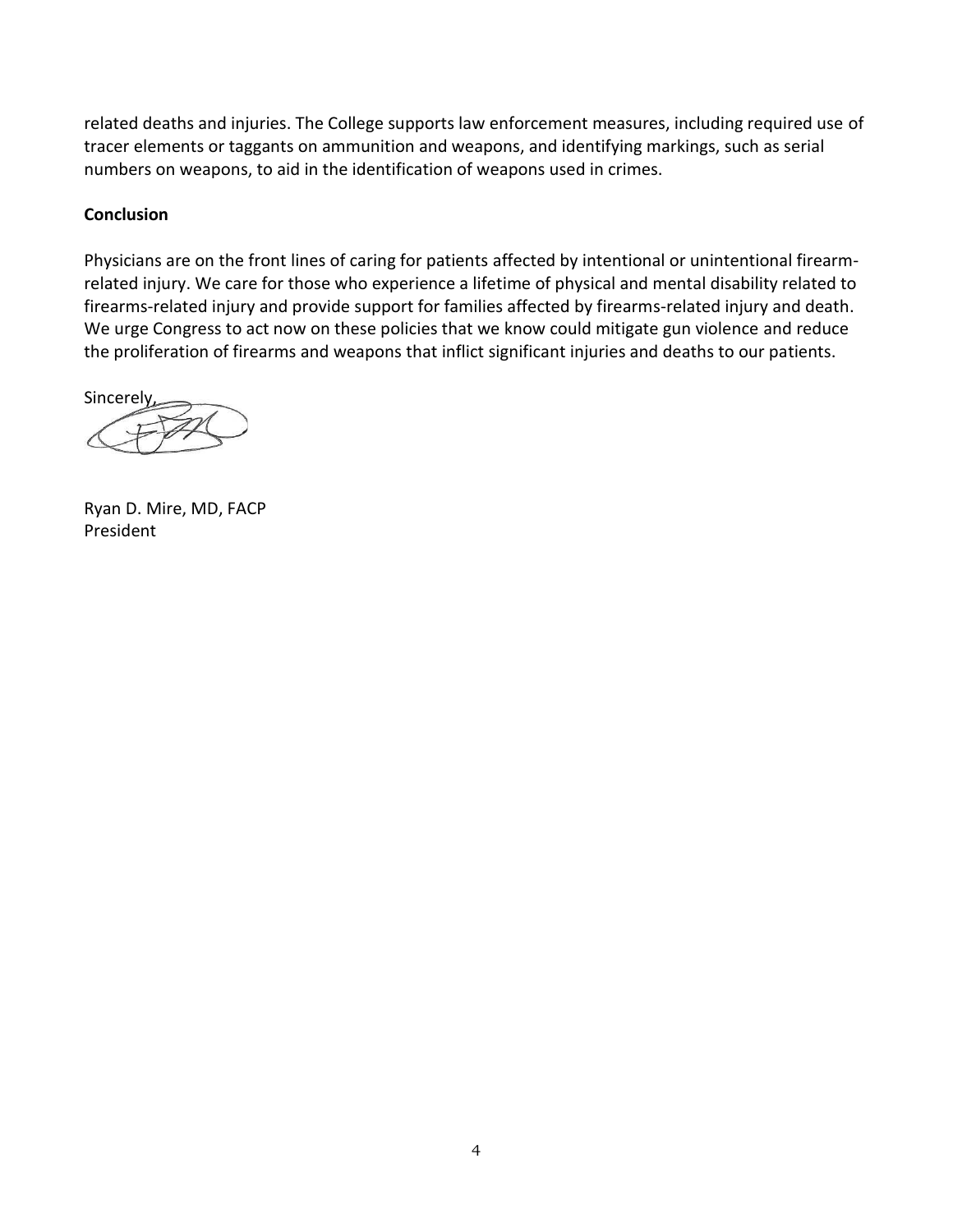related deaths and injuries. The College supports law enforcement measures, including required use of tracer elements or taggants on ammunition and weapons, and identifying markings, such as serial numbers on weapons, to aid in the identification of weapons used in crimes.

**Conclusion**

Physicians are on the front lines of caring for patients affected by intentional or unintentional firearm-related injury. We care for those who experience a lifetime of physical and mental disability related to firearms-related injury and provide support for families affected by firearms-related injury and death. We urge Congress to act now on these policies that we know could mitigate gun violence and reduce the proliferation of firearms and weapons that inflict significant injuries and deaths to our patients.

Sincerely,

Ryan D. Mire, MD, FACP
President